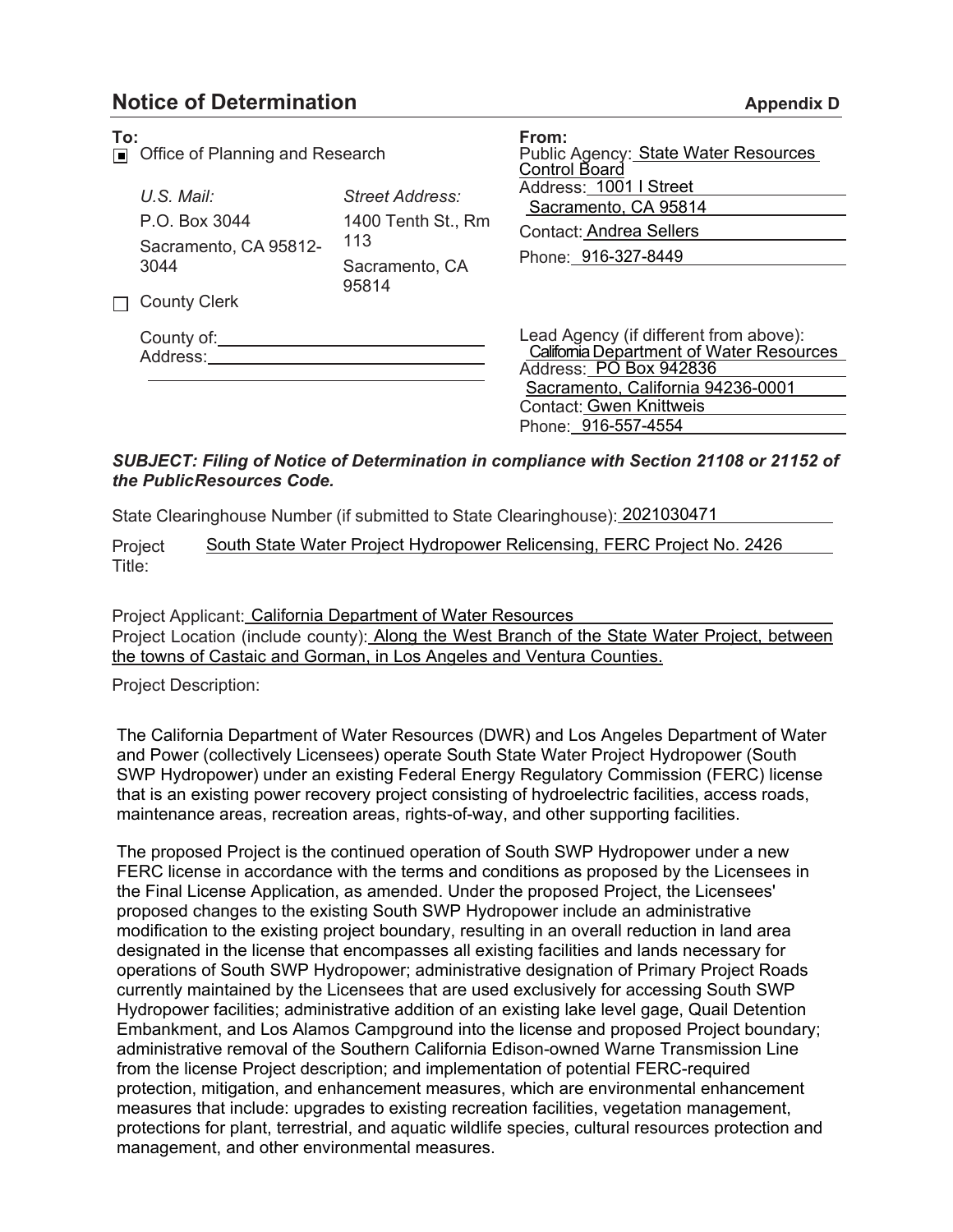# Notice of Determination

**Appendix D**

**To:**

- [x] Office of Planning and Research

| *U.S. Mail:* | *Street Address:* |
|---|---|
| P.O. Box 3044 | 1400 Tenth St., Rm 113 |
| Sacramento, CA 95812-3044 | Sacramento, CA 95814 |

- [ ] County Clerk

County of:
Address:

**From:**

Public Agency: State Water Resources Control Board
Address: 1001 I Street
Sacramento, CA 95814
Contact: Andrea Sellers
Phone: 916-327-8449

Lead Agency (if different from above):
California Department of Water Resources
Address: PO Box 942836
Sacramento, California 94236-0001
Contact: Gwen Knittweis
Phone: 916-557-4554

***SUBJECT: Filing of Notice of Determination in compliance with Section 21108 or 21152 of the PublicResources Code.***

State Clearinghouse Number (if submitted to State Clearinghouse): 2021030471

Project Title: South State Water Project Hydropower Relicensing, FERC Project No. 2426

Project Applicant: California Department of Water Resources

Project Location (include county): Along the West Branch of the State Water Project, between the towns of Castaic and Gorman, in Los Angeles and Ventura Counties.

Project Description:

The California Department of Water Resources (DWR) and Los Angeles Department of Water and Power (collectively Licensees) operate South State Water Project Hydropower (South SWP Hydropower) under an existing Federal Energy Regulatory Commission (FERC) license that is an existing power recovery project consisting of hydroelectric facilities, access roads, maintenance areas, recreation areas, rights-of-way, and other supporting facilities.

The proposed Project is the continued operation of South SWP Hydropower under a new FERC license in accordance with the terms and conditions as proposed by the Licensees in the Final License Application, as amended. Under the proposed Project, the Licensees' proposed changes to the existing South SWP Hydropower include an administrative modification to the existing project boundary, resulting in an overall reduction in land area designated in the license that encompasses all existing facilities and lands necessary for operations of South SWP Hydropower; administrative designation of Primary Project Roads currently maintained by the Licensees that are used exclusively for accessing South SWP Hydropower facilities; administrative addition of an existing lake level gage, Quail Detention Embankment, and Los Alamos Campground into the license and proposed Project boundary; administrative removal of the Southern California Edison-owned Warne Transmission Line from the license Project description; and implementation of potential FERC-required protection, mitigation, and enhancement measures, which are environmental enhancement measures that include: upgrades to existing recreation facilities, vegetation management, protections for plant, terrestrial, and aquatic wildlife species, cultural resources protection and management, and other environmental measures.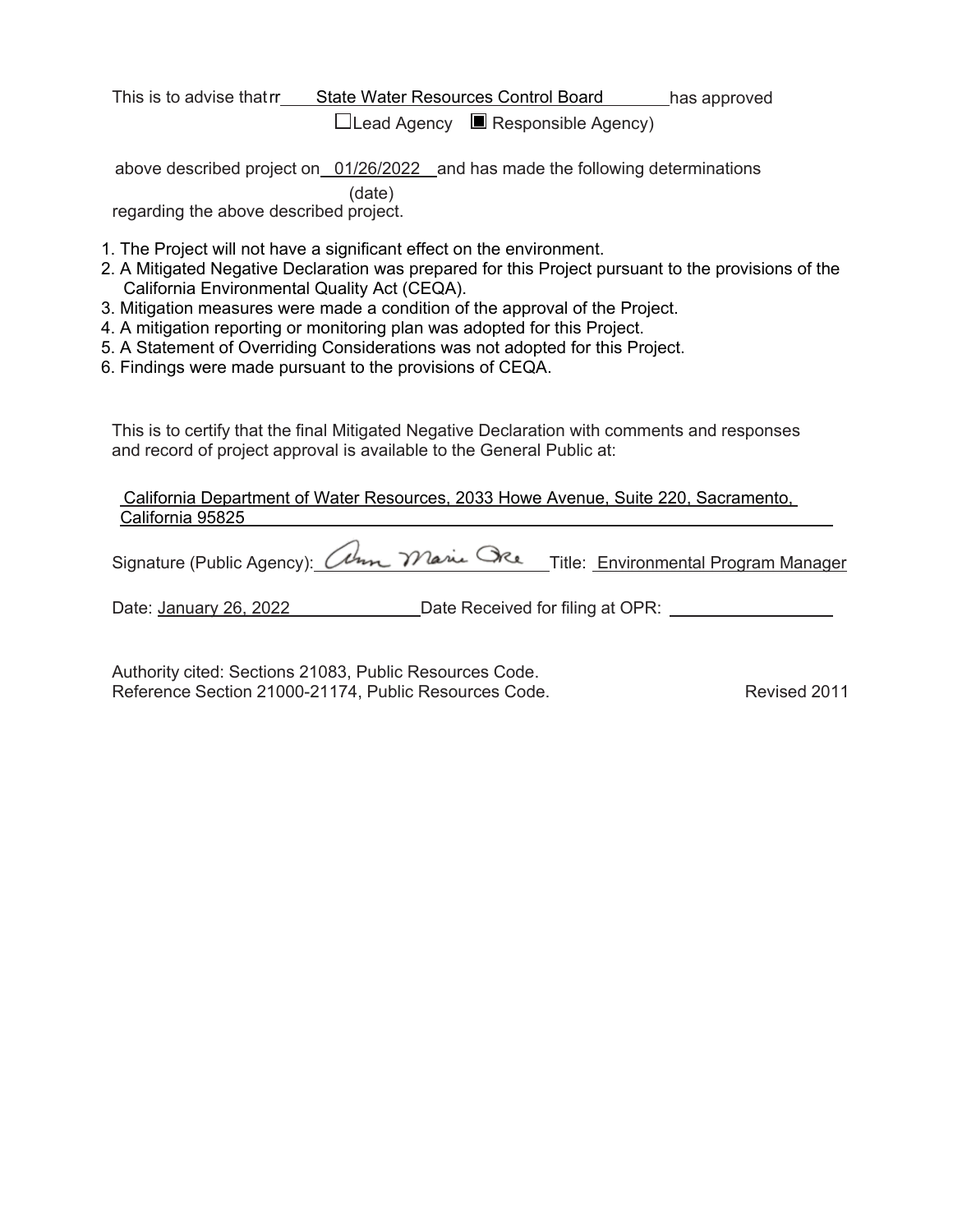This is to advise that rr State Water Resources Control Board has approved

☐ Lead Agency ■ Responsible Agency)

above described project on 01/26/2022 and has made the following determinations

(date)

regarding the above described project.

1. The Project will not have a significant effect on the environment.
2. A Mitigated Negative Declaration was prepared for this Project pursuant to the provisions of the California Environmental Quality Act (CEQA).
3. Mitigation measures were made a condition of the approval of the Project.
4. A mitigation reporting or monitoring plan was adopted for this Project.
5. A Statement of Overriding Considerations was not adopted for this Project.
6. Findings were made pursuant to the provisions of CEQA.

This is to certify that the final Mitigated Negative Declaration with comments and responses and record of project approval is available to the General Public at:

California Department of Water Resources, 2033 Howe Avenue, Suite 220, Sacramento, California 95825

Signature (Public Agency): Ann Marie Ore Title: Environmental Program Manager

Date: January 26, 2022 Date Received for filing at OPR:

Authority cited: Sections 21083, Public Resources Code.
Reference Section 21000-21174, Public Resources Code. Revised 2011